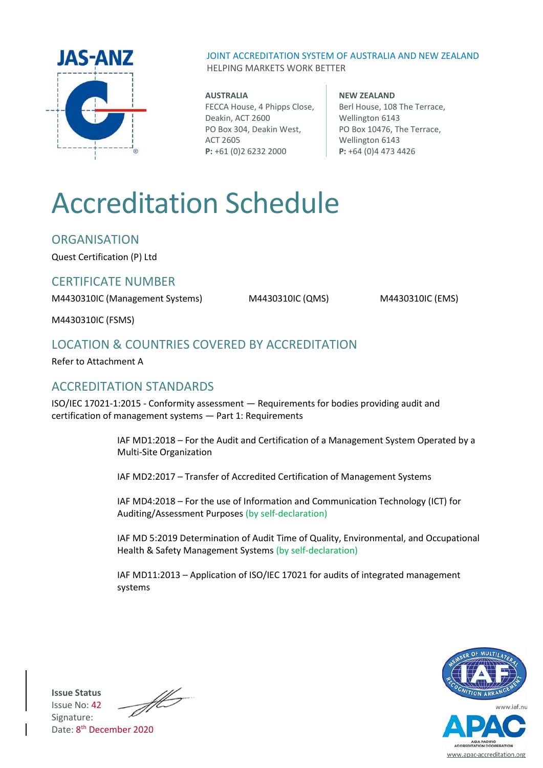JAS-ANZ

JOINT ACCREDITATION SYSTEM OF AUSTRALIA AND NEW ZEALAND
HELPING MARKETS WORK BETTER

**AUSTRALIA**
FECCA House, 4 Phipps Close,
Deakin, ACT 2600
PO Box 304, Deakin West,
ACT 2605
**P:** +61 (0)2 6232 2000

**NEW ZEALAND**
Berl House, 108 The Terrace,
Wellington 6143
PO Box 10476, The Terrace,
Wellington 6143
**P:** +64 (0)4 473 4426

# Accreditation Schedule

## ORGANISATION

Quest Certification (P) Ltd

## CERTIFICATE NUMBER

M4430310IC (Management Systems) M4430310IC (QMS) M4430310IC (EMS)

M4430310IC (FSMS)

## LOCATION & COUNTRIES COVERED BY ACCREDITATION

Refer to Attachment A

## ACCREDITATION STANDARDS

ISO/IEC 17021-1:2015 - Conformity assessment — Requirements for bodies providing audit and certification of management systems — Part 1: Requirements

IAF MD1:2018 – For the Audit and Certification of a Management System Operated by a Multi-Site Organization

IAF MD2:2017 – Transfer of Accredited Certification of Management Systems

IAF MD4:2018 – For the use of Information and Communication Technology (ICT) for Auditing/Assessment Purposes (by self-declaration)

IAF MD 5:2019 Determination of Audit Time of Quality, Environmental, and Occupational Health & Safety Management Systems (by self-declaration)

IAF MD11:2013 – Application of ISO/IEC 17021 for audits of integrated management systems

**Issue Status**
Issue No: 42
Signature:
Date: 8th December 2020

www.iaf.nu
www.apac-accreditation.org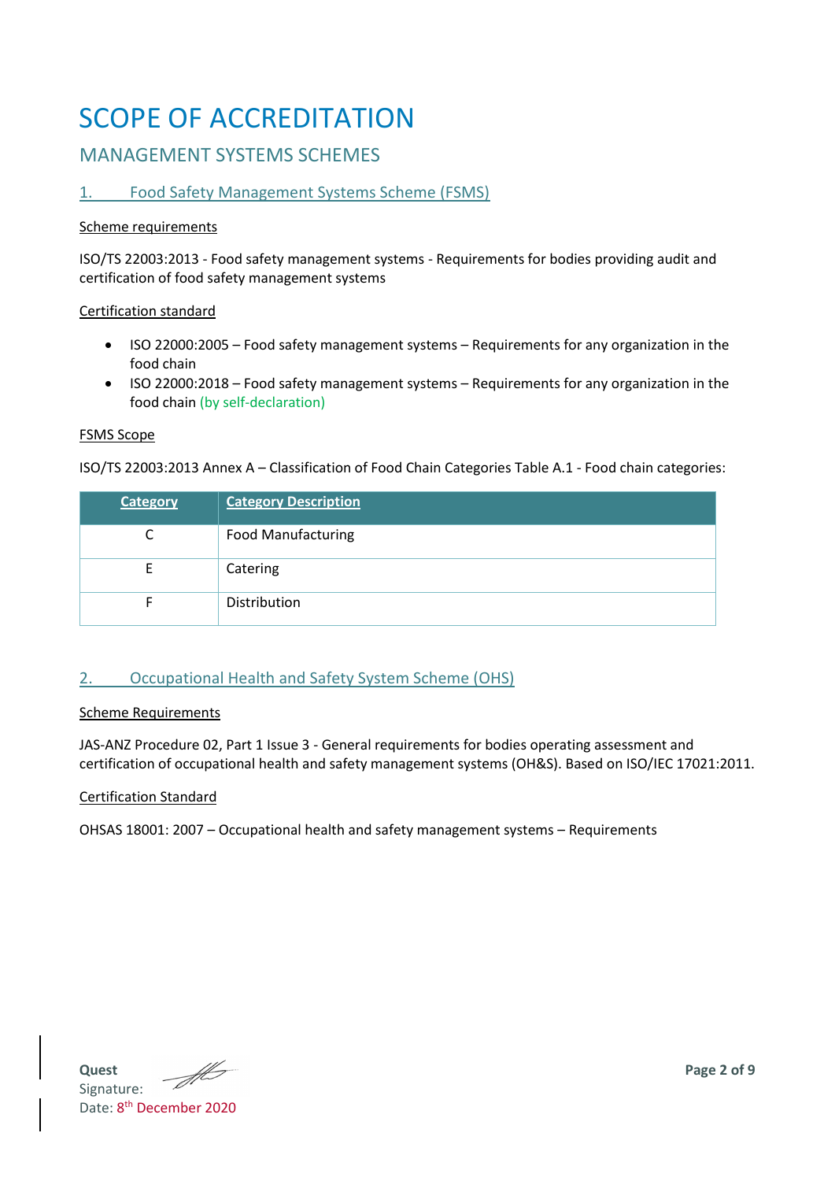# SCOPE OF ACCREDITATION

## MANAGEMENT SYSTEMS SCHEMES

### 1. Food Safety Management Systems Scheme (FSMS)

Scheme requirements

ISO/TS 22003:2013 - Food safety management systems - Requirements for bodies providing audit and certification of food safety management systems

Certification standard

- ISO 22000:2005 – Food safety management systems – Requirements for any organization in the food chain
- ISO 22000:2018 – Food safety management systems – Requirements for any organization in the food chain (by self-declaration)

FSMS Scope

ISO/TS 22003:2013 Annex A – Classification of Food Chain Categories Table A.1 - Food chain categories:

| Category | Category Description |
|---|---|
| C | Food Manufacturing |
| E | Catering |
| F | Distribution |

### 2. Occupational Health and Safety System Scheme (OHS)

Scheme Requirements

JAS-ANZ Procedure 02, Part 1 Issue 3 - General requirements for bodies operating assessment and certification of occupational health and safety management systems (OH&S). Based on ISO/IEC 17021:2011.

Certification Standard

OHSAS 18001: 2007 – Occupational health and safety management systems – Requirements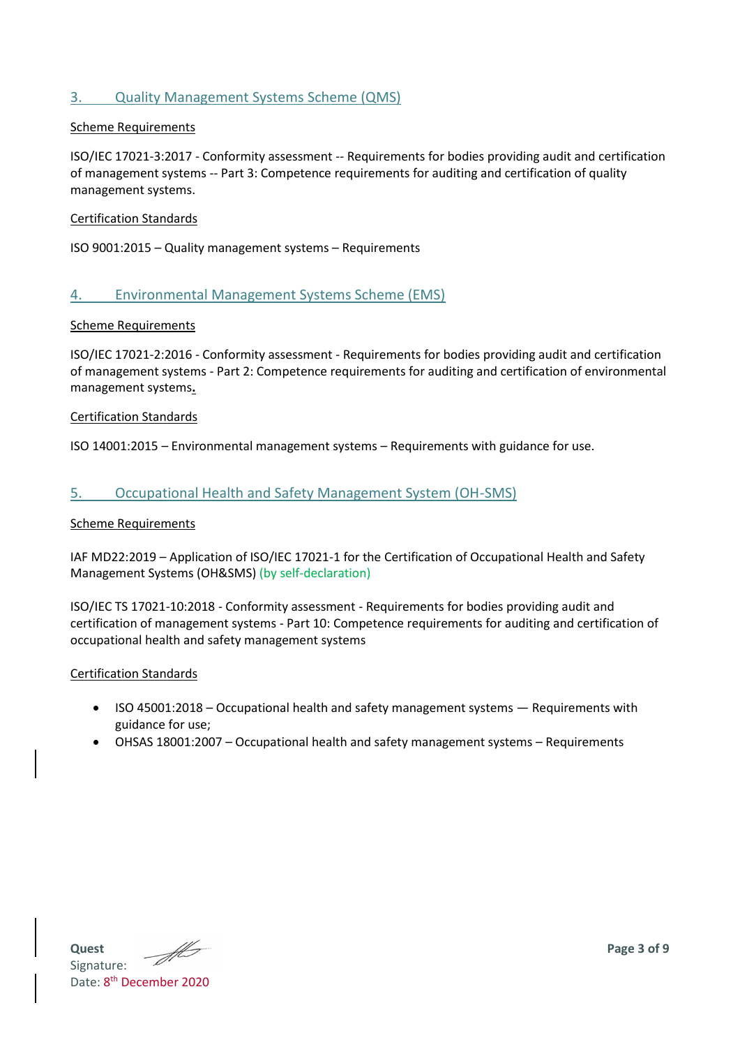## 3. Quality Management Systems Scheme (QMS)

Scheme Requirements

ISO/IEC 17021-3:2017 - Conformity assessment -- Requirements for bodies providing audit and certification of management systems -- Part 3: Competence requirements for auditing and certification of quality management systems.

Certification Standards

ISO 9001:2015 – Quality management systems – Requirements

## 4. Environmental Management Systems Scheme (EMS)

Scheme Requirements

ISO/IEC 17021-2:2016 - Conformity assessment - Requirements for bodies providing audit and certification of management systems - Part 2: Competence requirements for auditing and certification of environmental management systems.

Certification Standards

ISO 14001:2015 – Environmental management systems – Requirements with guidance for use.

## 5. Occupational Health and Safety Management System (OH-SMS)

Scheme Requirements

IAF MD22:2019 – Application of ISO/IEC 17021-1 for the Certification of Occupational Health and Safety Management Systems (OH&SMS) (by self-declaration)

ISO/IEC TS 17021-10:2018 - Conformity assessment - Requirements for bodies providing audit and certification of management systems - Part 10: Competence requirements for auditing and certification of occupational health and safety management systems

Certification Standards

- ISO 45001:2018 – Occupational health and safety management systems — Requirements with guidance for use;
- OHSAS 18001:2007 – Occupational health and safety management systems – Requirements

**Quest**
Signature:
Date: 8th December 2020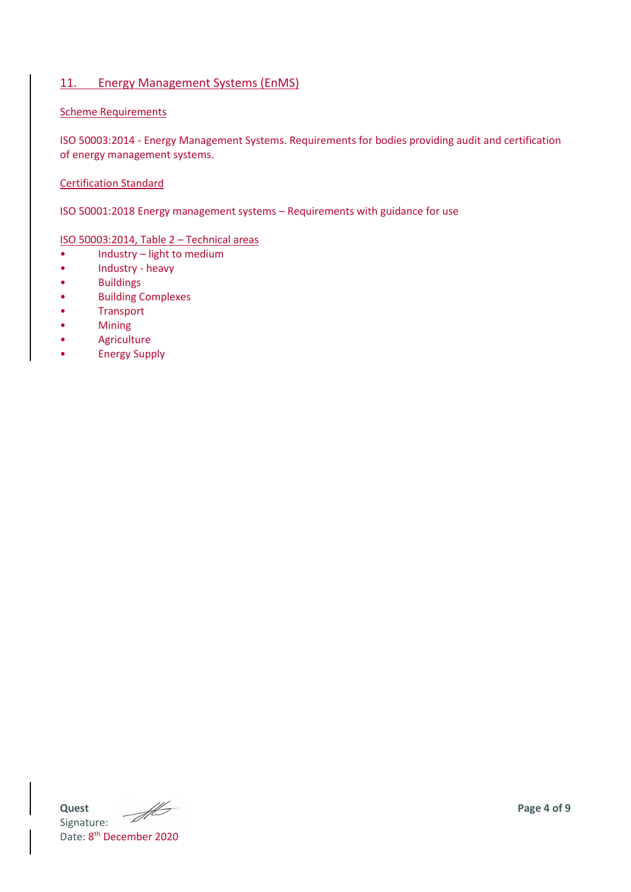## 11. Energy Management Systems (EnMS)

Scheme Requirements

ISO 50003:2014 - Energy Management Systems. Requirements for bodies providing audit and certification of energy management systems.

Certification Standard

ISO 50001:2018 Energy management systems – Requirements with guidance for use

ISO 50003:2014, Table 2 – Technical areas

- Industry – light to medium
- Industry - heavy
- Buildings
- Building Complexes
- Transport
- Mining
- Agriculture
- Energy Supply

**Quest**
Signature:
Date: 8th December 2020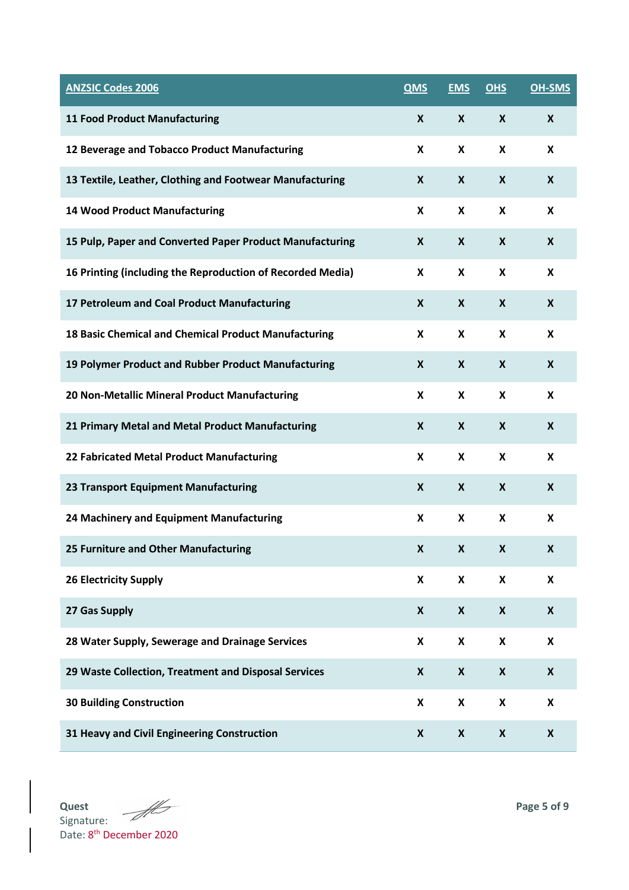| ANZSIC Codes 2006 | QMS | EMS | OHS | OH-SMS |
|---|---|---|---|---|
| 11 Food Product Manufacturing | X | X | X | X |
| 12 Beverage and Tobacco Product Manufacturing | X | X | X | X |
| 13 Textile, Leather, Clothing and Footwear Manufacturing | X | X | X | X |
| 14 Wood Product Manufacturing | X | X | X | X |
| 15 Pulp, Paper and Converted Paper Product Manufacturing | X | X | X | X |
| 16 Printing (including the Reproduction of Recorded Media) | X | X | X | X |
| 17 Petroleum and Coal Product Manufacturing | X | X | X | X |
| 18 Basic Chemical and Chemical Product Manufacturing | X | X | X | X |
| 19 Polymer Product and Rubber Product Manufacturing | X | X | X | X |
| 20 Non-Metallic Mineral Product Manufacturing | X | X | X | X |
| 21 Primary Metal and Metal Product Manufacturing | X | X | X | X |
| 22 Fabricated Metal Product Manufacturing | X | X | X | X |
| 23 Transport Equipment Manufacturing | X | X | X | X |
| 24 Machinery and Equipment Manufacturing | X | X | X | X |
| 25 Furniture and Other Manufacturing | X | X | X | X |
| 26 Electricity Supply | X | X | X | X |
| 27 Gas Supply | X | X | X | X |
| 28 Water Supply, Sewerage and Drainage Services | X | X | X | X |
| 29 Waste Collection, Treatment and Disposal Services | X | X | X | X |
| 30 Building Construction | X | X | X | X |
| 31 Heavy and Civil Engineering Construction | X | X | X | X |

**Quest**
Signature:
Date: 8th December 2020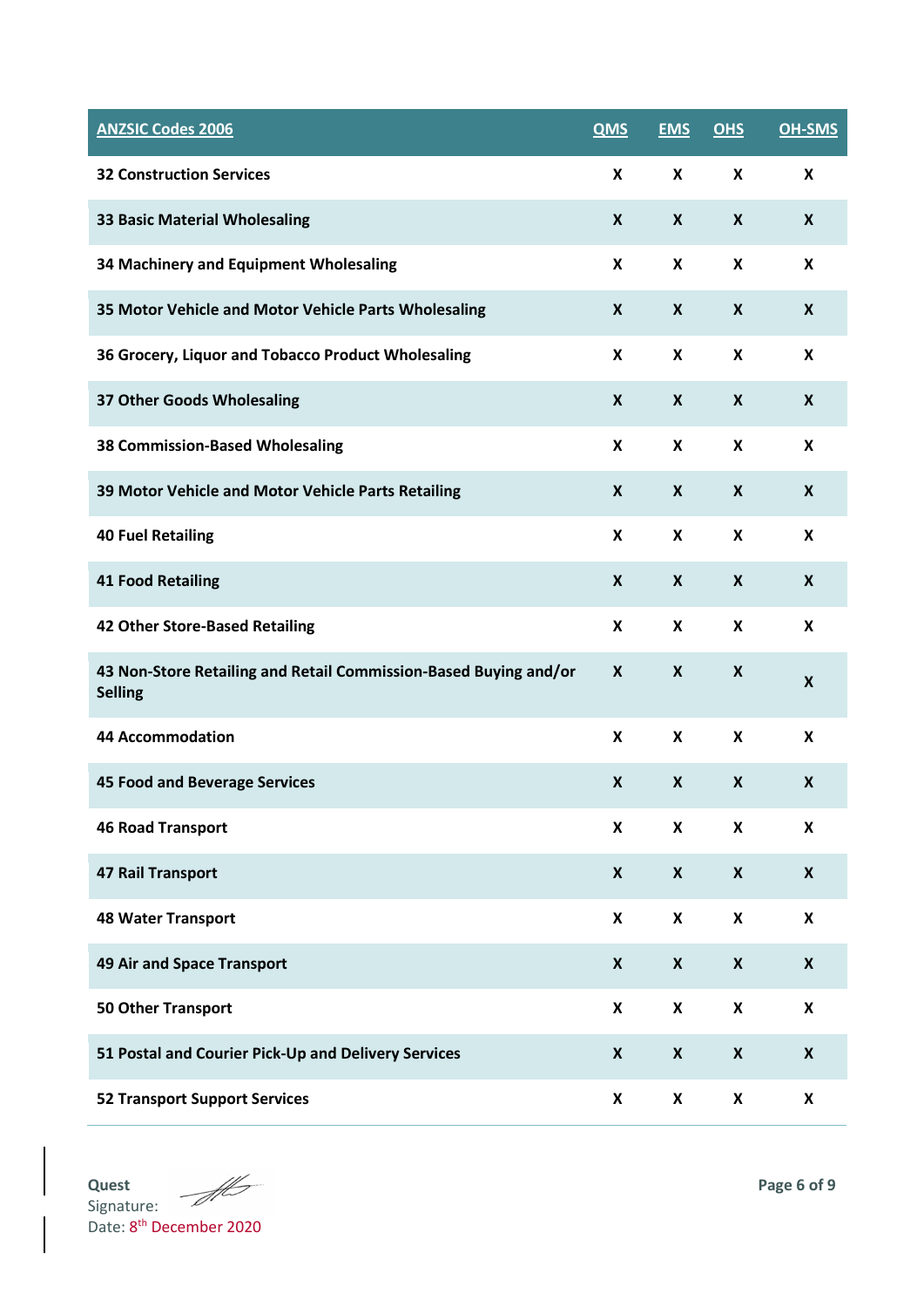| ANZSIC Codes 2006 | QMS | EMS | OHS | OH-SMS |
|---|---|---|---|---|
| **32 Construction Services** | X | X | X | X |
| **33 Basic Material Wholesaling** | X | X | X | X |
| **34 Machinery and Equipment Wholesaling** | X | X | X | X |
| **35 Motor Vehicle and Motor Vehicle Parts Wholesaling** | X | X | X | X |
| **36 Grocery, Liquor and Tobacco Product Wholesaling** | X | X | X | X |
| **37 Other Goods Wholesaling** | X | X | X | X |
| **38 Commission-Based Wholesaling** | X | X | X | X |
| **39 Motor Vehicle and Motor Vehicle Parts Retailing** | X | X | X | X |
| **40 Fuel Retailing** | X | X | X | X |
| **41 Food Retailing** | X | X | X | X |
| **42 Other Store-Based Retailing** | X | X | X | X |
| **43 Non-Store Retailing and Retail Commission-Based Buying and/or Selling** | X | X | X | X |
| **44 Accommodation** | X | X | X | X |
| **45 Food and Beverage Services** | X | X | X | X |
| **46 Road Transport** | X | X | X | X |
| **47 Rail Transport** | X | X | X | X |
| **48 Water Transport** | X | X | X | X |
| **49 Air and Space Transport** | X | X | X | X |
| **50 Other Transport** | X | X | X | X |
| **51 Postal and Courier Pick-Up and Delivery Services** | X | X | X | X |
| **52 Transport Support Services** | X | X | X | X |

**Quest**
Signature:
Date: 8th December 2020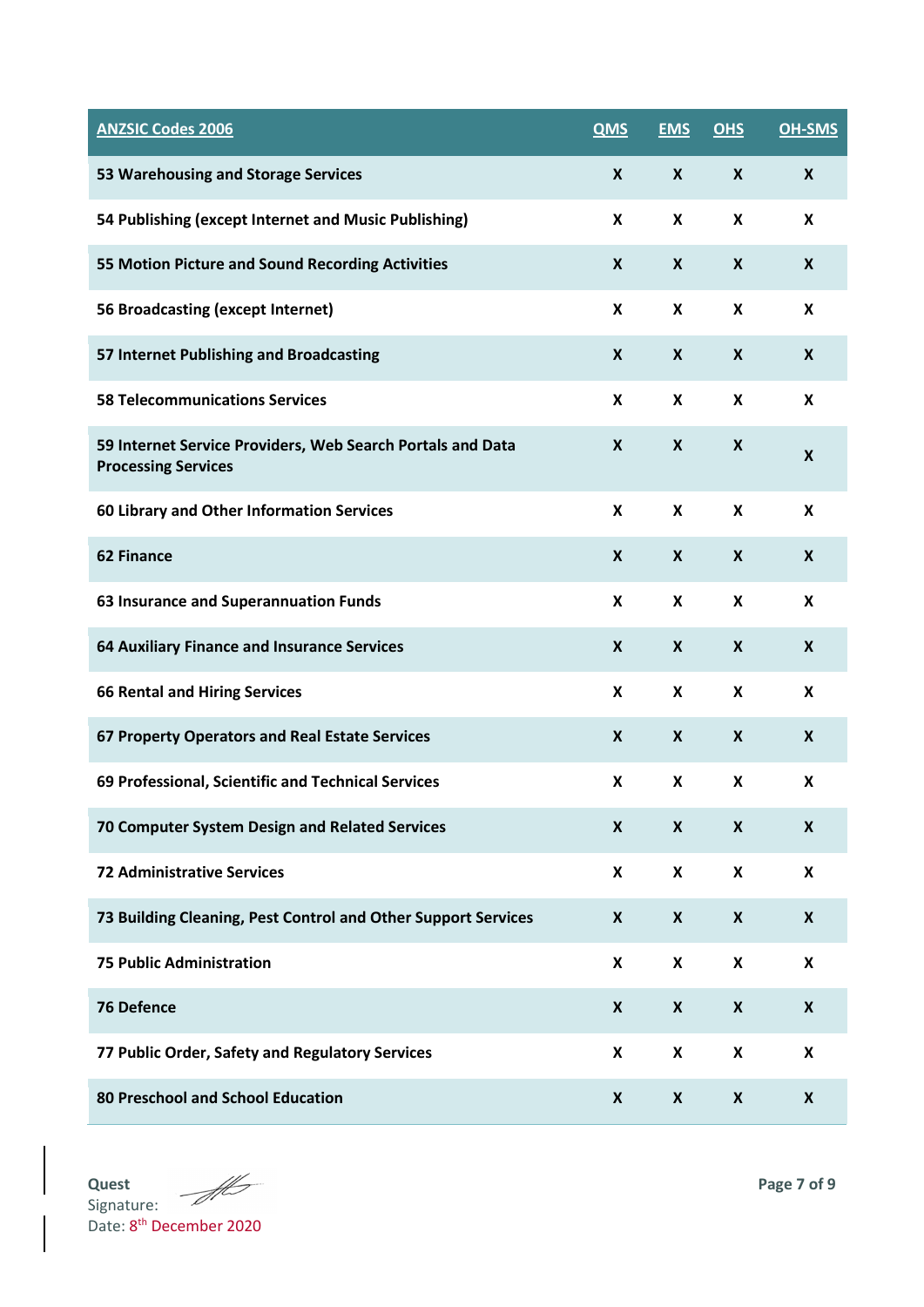| ANZSIC Codes 2006 | QMS | EMS | OHS | OH-SMS |
|---|---|---|---|---|
| 53 Warehousing and Storage Services | X | X | X | X |
| 54 Publishing (except Internet and Music Publishing) | X | X | X | X |
| 55 Motion Picture and Sound Recording Activities | X | X | X | X |
| 56 Broadcasting (except Internet) | X | X | X | X |
| 57 Internet Publishing and Broadcasting | X | X | X | X |
| 58 Telecommunications Services | X | X | X | X |
| 59 Internet Service Providers, Web Search Portals and Data Processing Services | X | X | X | X |
| 60 Library and Other Information Services | X | X | X | X |
| 62 Finance | X | X | X | X |
| 63 Insurance and Superannuation Funds | X | X | X | X |
| 64 Auxiliary Finance and Insurance Services | X | X | X | X |
| 66 Rental and Hiring Services | X | X | X | X |
| 67 Property Operators and Real Estate Services | X | X | X | X |
| 69 Professional, Scientific and Technical Services | X | X | X | X |
| 70 Computer System Design and Related Services | X | X | X | X |
| 72 Administrative Services | X | X | X | X |
| 73 Building Cleaning, Pest Control and Other Support Services | X | X | X | X |
| 75 Public Administration | X | X | X | X |
| 76 Defence | X | X | X | X |
| 77 Public Order, Safety and Regulatory Services | X | X | X | X |
| 80 Preschool and School Education | X | X | X | X |

**Quest**
Signature:
Date: 8th December 2020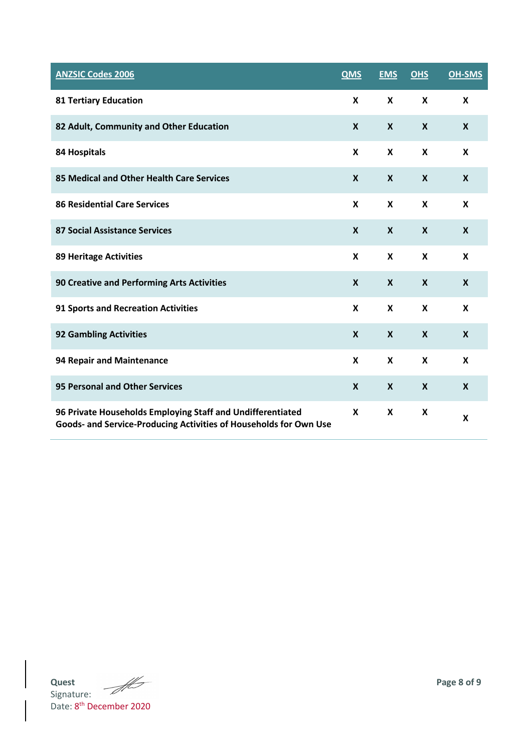| ANZSIC Codes 2006 | QMS | EMS | OHS | OH-SMS |
|---|---|---|---|---|
| 81 Tertiary Education | X | X | X | X |
| 82 Adult, Community and Other Education | X | X | X | X |
| 84 Hospitals | X | X | X | X |
| 85 Medical and Other Health Care Services | X | X | X | X |
| 86 Residential Care Services | X | X | X | X |
| 87 Social Assistance Services | X | X | X | X |
| 89 Heritage Activities | X | X | X | X |
| 90 Creative and Performing Arts Activities | X | X | X | X |
| 91 Sports and Recreation Activities | X | X | X | X |
| 92 Gambling Activities | X | X | X | X |
| 94 Repair and Maintenance | X | X | X | X |
| 95 Personal and Other Services | X | X | X | X |
| 96 Private Households Employing Staff and Undifferentiated Goods- and Service-Producing Activities of Households for Own Use | X | X | X | X |

**Quest**
Signature:
Date: 8th December 2020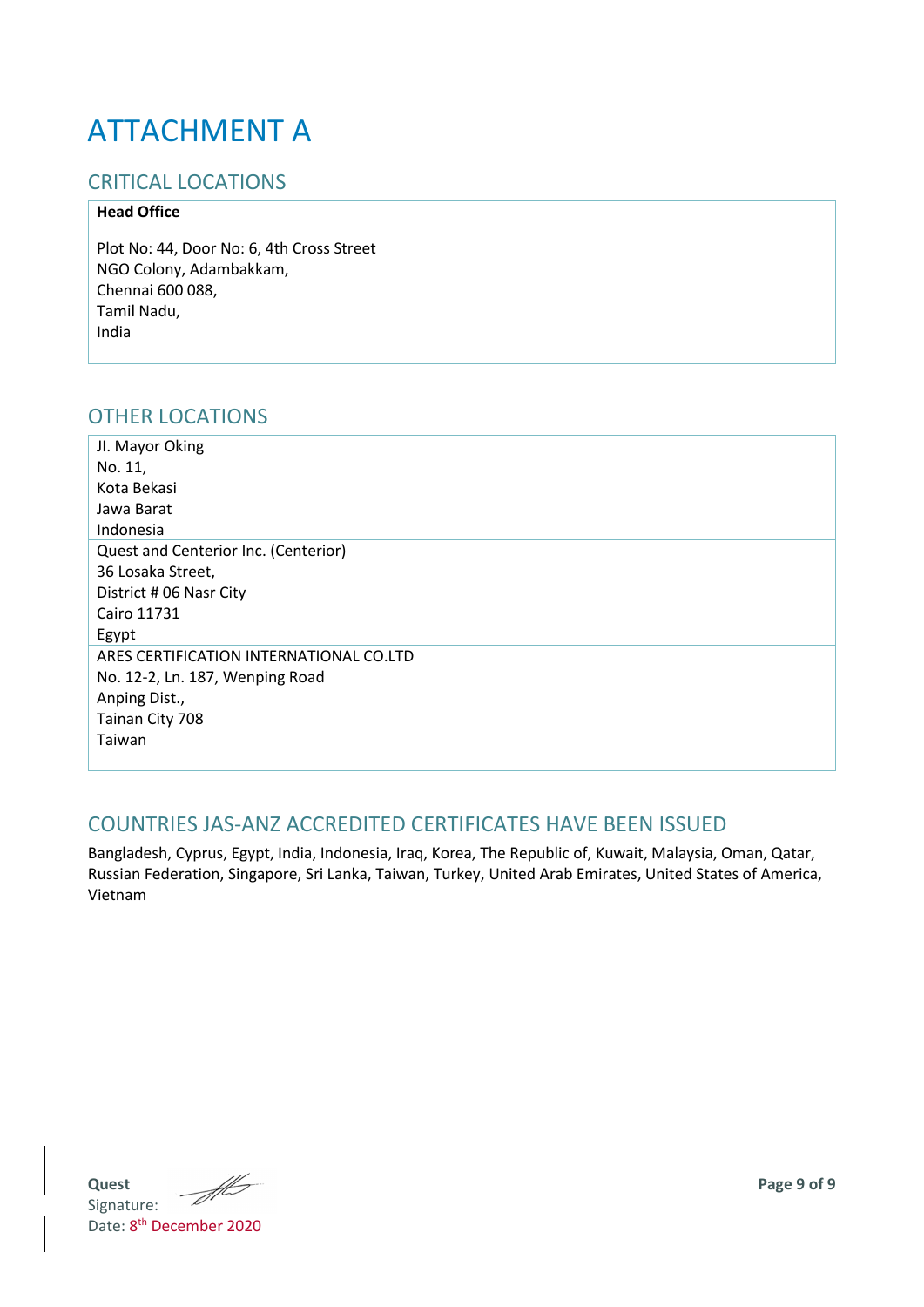# ATTACHMENT A

## CRITICAL LOCATIONS

| | |
|---|---|
| **Head Office**<br><br>Plot No: 44, Door No: 6, 4th Cross Street<br>NGO Colony, Adambakkam,<br>Chennai 600 088,<br>Tamil Nadu,<br>India | |

## OTHER LOCATIONS

| | |
|---|---|
| Jl. Mayor Oking<br>No. 11,<br>Kota Bekasi<br>Jawa Barat<br>Indonesia | |
| Quest and Centerior Inc. (Centerior)<br>36 Losaka Street,<br>District # 06 Nasr City<br>Cairo 11731<br>Egypt | |
| ARES CERTIFICATION INTERNATIONAL CO.LTD<br>No. 12-2, Ln. 187, Wenping Road<br>Anping Dist.,<br>Tainan City 708<br>Taiwan | |

## COUNTRIES JAS-ANZ ACCREDITED CERTIFICATES HAVE BEEN ISSUED

Bangladesh, Cyprus, Egypt, India, Indonesia, Iraq, Korea, The Republic of, Kuwait, Malaysia, Oman, Qatar, Russian Federation, Singapore, Sri Lanka, Taiwan, Turkey, United Arab Emirates, United States of America, Vietnam

**Quest**
Signature:
Date: 8th December 2020